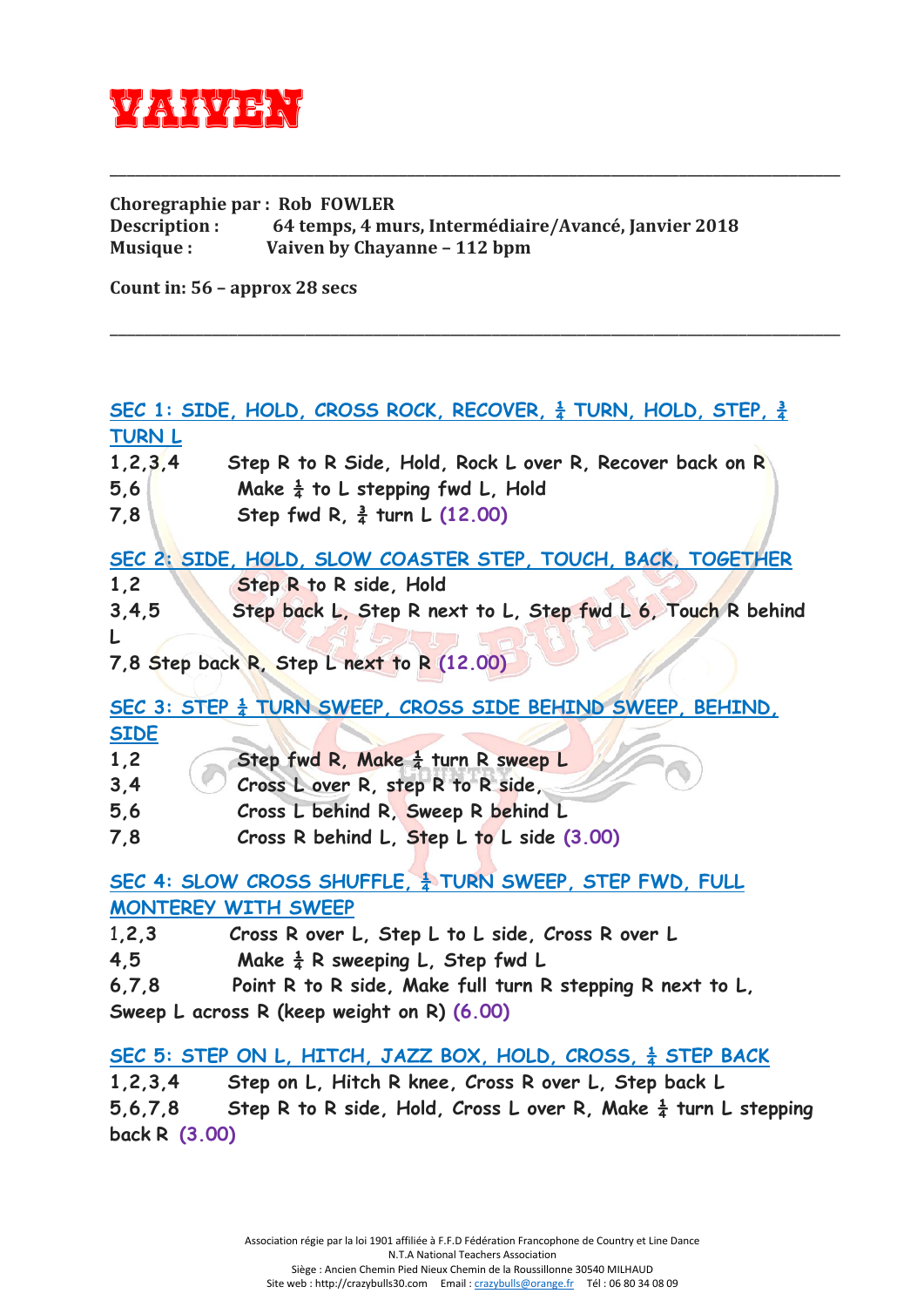# VAIVEN

---

**Choregraphie par : Rob FOWLER**
**Description : 64 temps, 4 murs, Intermédiaire/Avancé, Janvier 2018**
**Musique : Vaiven by Chayanne – 112 bpm**

**Count in: 56 – approx 28 secs**

---

**SEC 1: SIDE, HOLD, CROSS ROCK, RECOVER, ¼ TURN, HOLD, STEP, ¾ TURN L**

1,2,3,4 Step R to R Side, Hold, Rock L over R, Recover back on R
5,6 Make ¼ to L stepping fwd L, Hold
7,8 Step fwd R, ¾ turn L (12.00)

**SEC 2: SIDE, HOLD, SLOW COASTER STEP, TOUCH, BACK, TOGETHER**

1,2 Step R to R side, Hold
3,4,5 Step back L, Step R next to L, Step fwd L 6, Touch R behind L
7,8 Step back R, Step L next to R (12.00)

**SEC 3: STEP ¼ TURN SWEEP, CROSS SIDE BEHIND SWEEP, BEHIND, SIDE**

1,2 Step fwd R, Make ¼ turn R sweep L
3,4 Cross L over R, step R to R side,
5,6 Cross L behind R, Sweep R behind L
7,8 Cross R behind L, Step L to L side (3.00)

**SEC 4: SLOW CROSS SHUFFLE, ¼ TURN SWEEP, STEP FWD, FULL MONTEREY WITH SWEEP**

1,2,3 Cross R over L, Step L to L side, Cross R over L
4,5 Make ¼ R sweeping L, Step fwd L
6,7,8 Point R to R side, Make full turn R stepping R next to L, Sweep L across R (keep weight on R) (6.00)

**SEC 5: STEP ON L, HITCH, JAZZ BOX, HOLD, CROSS, ¼ STEP BACK**

1,2,3,4 Step on L, Hitch R knee, Cross R over L, Step back L
5,6,7,8 Step R to R side, Hold, Cross L over R, Make ¼ turn L stepping back R (3.00)

Association régie par la loi 1901 affiliée à F.F.D Fédération Francophone de Country et Line Dance
N.T.A National Teachers Association
Siège : Ancien Chemin Pied Nieux Chemin de la Roussillonne 30540 MILHAUD
Site web : http://crazybulls30.com Email : crazybulls@orange.fr Tél : 06 80 34 08 09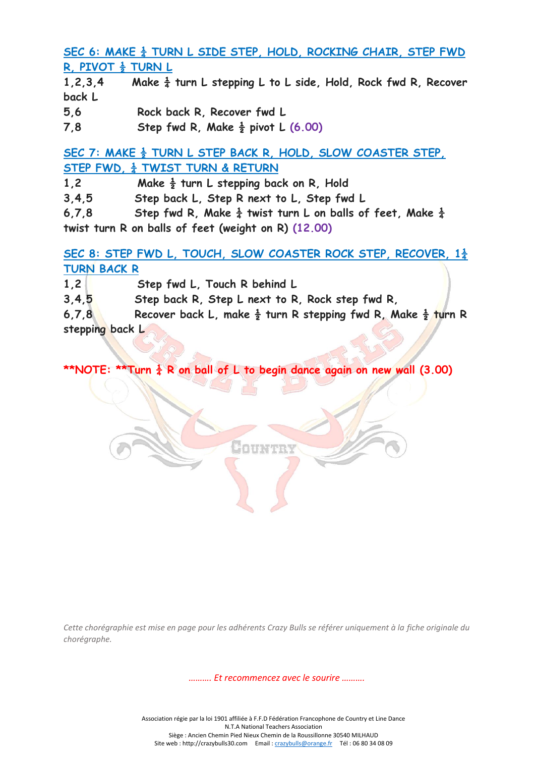## SEC 6: MAKE ¼ TURN L SIDE STEP, HOLD, ROCKING CHAIR, STEP FWD R, PIVOT ½ TURN L

**1,2,3,4** Make ¼ turn L stepping L to L side, Hold, Rock fwd R, Recover back L

**5,6** Rock back R, Recover fwd L

**7,8** Step fwd R, Make ½ pivot L (6.00)

## SEC 7: MAKE ½ TURN L STEP BACK R, HOLD, SLOW COASTER STEP, STEP FWD, ¼ TWIST TURN & RETURN

**1,2** Make ½ turn L stepping back on R, Hold

**3,4,5** Step back L, Step R next to L, Step fwd L

**6,7,8** Step fwd R, Make ¼ twist turn L on balls of feet, Make ¼ twist turn R on balls of feet (weight on R) (12.00)

## SEC 8: STEP FWD L, TOUCH, SLOW COASTER ROCK STEP, RECOVER, 1¼ TURN BACK R

**1,2** Step fwd L, Touch R behind L

**3,4,5** Step back R, Step L next to R, Rock step fwd R,

**6,7,8** Recover back L, make ½ turn R stepping fwd R, Make ½ turn R stepping back L

**\*\*NOTE: \*\*Turn ¼ R on ball of L to begin dance again on new wall (3.00)**

*Cette chorégraphie est mise en page pour les adhérents Crazy Bulls se référer uniquement à la fiche originale du chorégraphe.*

*………. Et recommencez avec le sourire ……….*

Association régie par la loi 1901 affiliée à F.F.D Fédération Francophone de Country et Line Dance
N.T.A National Teachers Association
Siège : Ancien Chemin Pied Nieux Chemin de la Roussillonne 30540 MILHAUD
Site web : http://crazybulls30.com Email : crazybulls@orange.fr Tél : 06 80 34 08 09